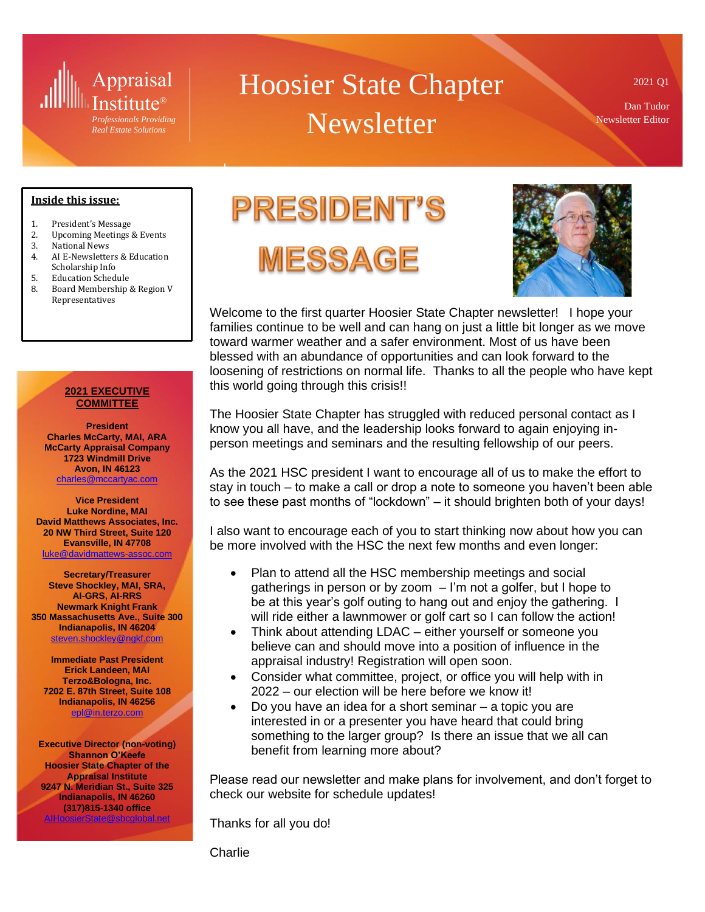Appraisal Institute®
*Professionals Providing Real Estate Solutions*

# Hoosier State Chapter Newsletter

2021 Q1

Dan Tudor
Newsletter Editor

**Inside this issue:**

1. President's Message
2. Upcoming Meetings & Events
3. National News
4. AI E-Newsletters & Education Scholarship Info
5. Education Schedule
8. Board Membership & Region V Representatives

## 2021 EXECUTIVE COMMITTEE

**President**
**Charles McCarty, MAI, ARA**
**McCarty Appraisal Company**
**1723 Windmill Drive**
**Avon, IN 46123**
charles@mccartyac.com

**Vice President**
**Luke Nordine, MAI**
**David Matthews Associates, Inc.**
**20 NW Third Street, Suite 120**
**Evansville, IN 47708**
luke@davidmattews-assoc.com

**Secretary/Treasurer**
**Steve Shockley, MAI, SRA, AI-GRS, AI-RRS**
**Newmark Knight Frank**
**350 Massachusetts Ave., Suite 300**
**Indianapolis, IN 46204**
steven.shockley@ngkf.com

**Immediate Past President**
**Erick Landeen, MAI**
**Terzo&Bologna, Inc.**
**7202 E. 87th Street, Suite 108**
**Indianapolis, IN 46256**
epl@in.terzo.com

**Executive Director (non-voting)**
**Shannon O'Keefe**
**Hoosier State Chapter of the Appraisal Institute**
**9247 N. Meridian St., Suite 325**
**Indianapolis, IN 46260**
**(317)815-1340 office**
AIHoosierState@sbcglobal.net

## PRESIDENT'S MESSAGE

Welcome to the first quarter Hoosier State Chapter newsletter! I hope your families continue to be well and can hang on just a little bit longer as we move toward warmer weather and a safer environment. Most of us have been blessed with an abundance of opportunities and can look forward to the loosening of restrictions on normal life. Thanks to all the people who have kept this world going through this crisis!!

The Hoosier State Chapter has struggled with reduced personal contact as I know you all have, and the leadership looks forward to again enjoying in-person meetings and seminars and the resulting fellowship of our peers.

As the 2021 HSC president I want to encourage all of us to make the effort to stay in touch – to make a call or drop a note to someone you haven't been able to see these past months of "lockdown" – it should brighten both of your days!

I also want to encourage each of you to start thinking now about how you can be more involved with the HSC the next few months and even longer:

- Plan to attend all the HSC membership meetings and social gatherings in person or by zoom – I'm not a golfer, but I hope to be at this year's golf outing to hang out and enjoy the gathering. I will ride either a lawnmower or golf cart so I can follow the action!
- Think about attending LDAC – either yourself or someone you believe can and should move into a position of influence in the appraisal industry! Registration will open soon.
- Consider what committee, project, or office you will help with in 2022 – our election will be here before we know it!
- Do you have an idea for a short seminar – a topic you are interested in or a presenter you have heard that could bring something to the larger group? Is there an issue that we all can benefit from learning more about?

Please read our newsletter and make plans for involvement, and don't forget to check our website for schedule updates!

Thanks for all you do!

Charlie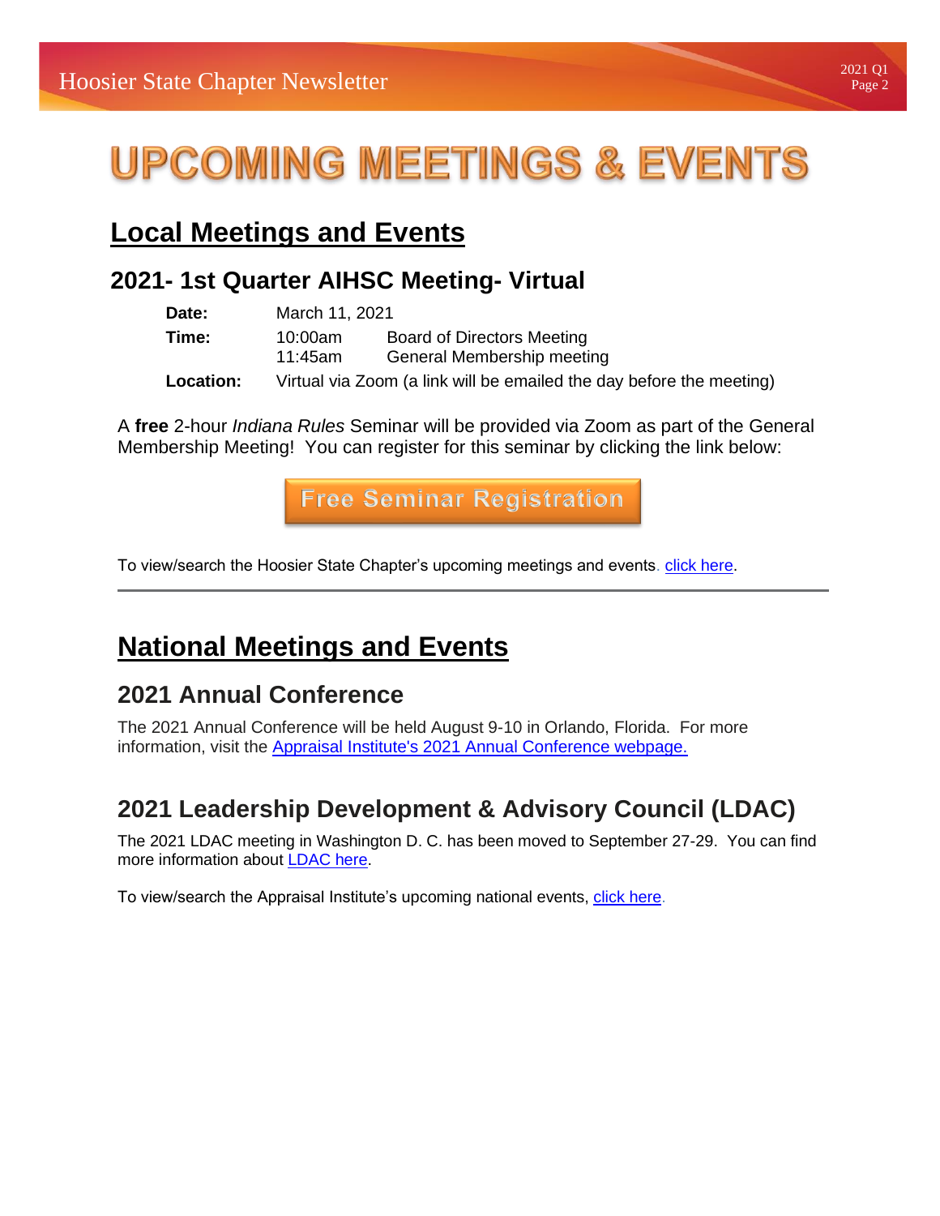# UPCOMING MEETINGS & EVENTS

## Local Meetings and Events

### 2021- 1st Quarter AIHSC Meeting- Virtual

| | | |
|---|---|---|
| **Date:** | March 11, 2021 | |
| **Time:** | 10:00am | Board of Directors Meeting |
| | 11:45am | General Membership meeting |
| **Location:** | Virtual via Zoom (a link will be emailed the day before the meeting) | |

A **free** 2-hour *Indiana Rules* Seminar will be provided via Zoom as part of the General Membership Meeting! You can register for this seminar by clicking the link below:

**Free Seminar Registration**

To view/search the Hoosier State Chapter's upcoming meetings and events. click here.

---

## National Meetings and Events

### 2021 Annual Conference

The 2021 Annual Conference will be held August 9-10 in Orlando, Florida. For more information, visit the Appraisal Institute's 2021 Annual Conference webpage.

### 2021 Leadership Development & Advisory Council (LDAC)

The 2021 LDAC meeting in Washington D. C. has been moved to September 27-29. You can find more information about LDAC here.

To view/search the Appraisal Institute's upcoming national events, click here.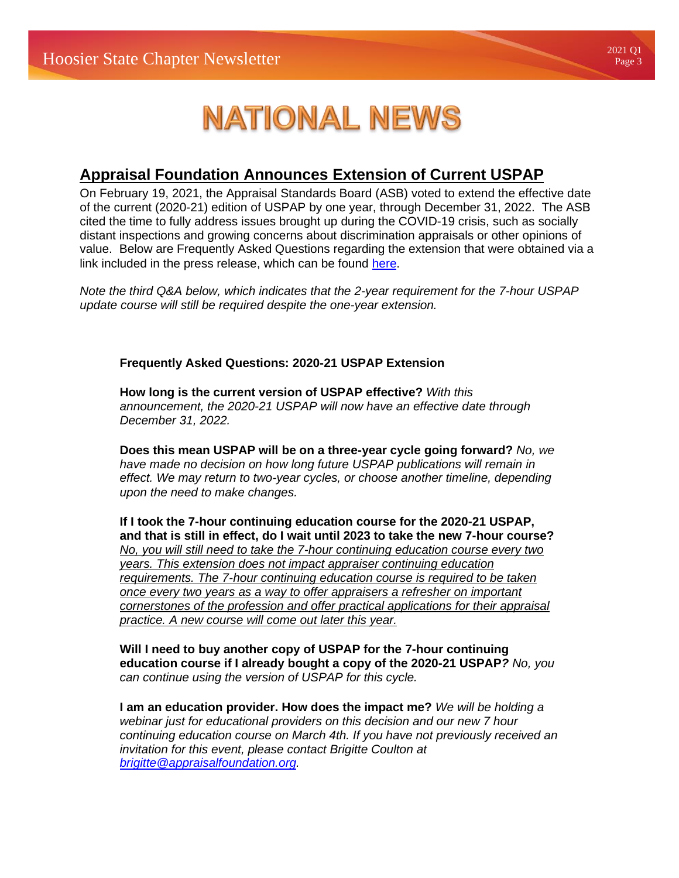# NATIONAL NEWS

## Appraisal Foundation Announces Extension of Current USPAP

On February 19, 2021, the Appraisal Standards Board (ASB) voted to extend the effective date of the current (2020-21) edition of USPAP by one year, through December 31, 2022. The ASB cited the time to fully address issues brought up during the COVID-19 crisis, such as socially distant inspections and growing concerns about discrimination appraisals or other opinions of value. Below are Frequently Asked Questions regarding the extension that were obtained via a link included in the press release, which can be found here.

*Note the third Q&A below, which indicates that the 2-year requirement for the 7-hour USPAP update course will still be required despite the one-year extension.*

**Frequently Asked Questions: 2020-21 USPAP Extension**

**How long is the current version of USPAP effective?** *With this announcement, the 2020-21 USPAP will now have an effective date through December 31, 2022.*

**Does this mean USPAP will be on a three-year cycle going forward?** *No, we have made no decision on how long future USPAP publications will remain in effect. We may return to two-year cycles, or choose another timeline, depending upon the need to make changes.*

**If I took the 7-hour continuing education course for the 2020-21 USPAP, and that is still in effect, do I wait until 2023 to take the new 7-hour course?** *<u>No, you will still need to take the 7-hour continuing education course every two years. This extension does not impact appraiser continuing education requirements. The 7-hour continuing education course is required to be taken once every two years as a way to offer appraisers a refresher on important cornerstones of the profession and offer practical applications for their appraisal practice. A new course will come out later this year.</u>*

**Will I need to buy another copy of USPAP for the 7-hour continuing education course if I already bought a copy of the 2020-21 USPAP?** *No, you can continue using the version of USPAP for this cycle.*

**I am an education provider. How does the impact me?** *We will be holding a webinar just for educational providers on this decision and our new 7 hour continuing education course on March 4th. If you have not previously received an invitation for this event, please contact Brigitte Coulton at brigitte@appraisalfoundation.org.*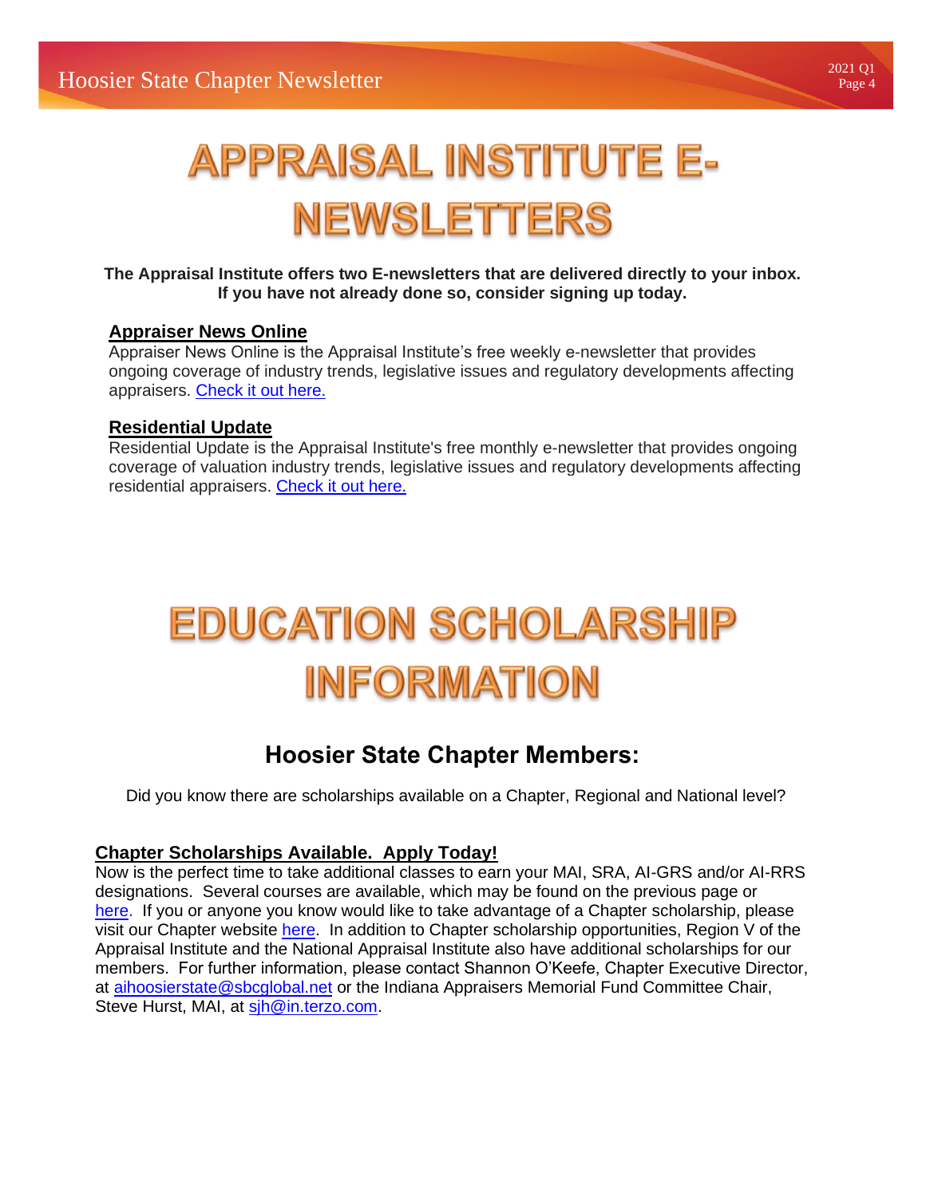# APPRAISAL INSTITUTE E-NEWSLETTERS

**The Appraisal Institute offers two E-newsletters that are delivered directly to your inbox. If you have not already done so, consider signing up today.**

### Appraiser News Online

Appraiser News Online is the Appraisal Institute's free weekly e-newsletter that provides ongoing coverage of industry trends, legislative issues and regulatory developments affecting appraisers. Check it out here.

### Residential Update

Residential Update is the Appraisal Institute's free monthly e-newsletter that provides ongoing coverage of valuation industry trends, legislative issues and regulatory developments affecting residential appraisers. Check it out here.

# EDUCATION SCHOLARSHIP INFORMATION

## Hoosier State Chapter Members:

Did you know there are scholarships available on a Chapter, Regional and National level?

### Chapter Scholarships Available. Apply Today!

Now is the perfect time to take additional classes to earn your MAI, SRA, AI-GRS and/or AI-RRS designations. Several courses are available, which may be found on the previous page or here. If you or anyone you know would like to take advantage of a Chapter scholarship, please visit our Chapter website here. In addition to Chapter scholarship opportunities, Region V of the Appraisal Institute and the National Appraisal Institute also have additional scholarships for our members. For further information, please contact Shannon O'Keefe, Chapter Executive Director, at aihoosierstate@sbcglobal.net or the Indiana Appraisers Memorial Fund Committee Chair, Steve Hurst, MAI, at sjh@in.terzo.com.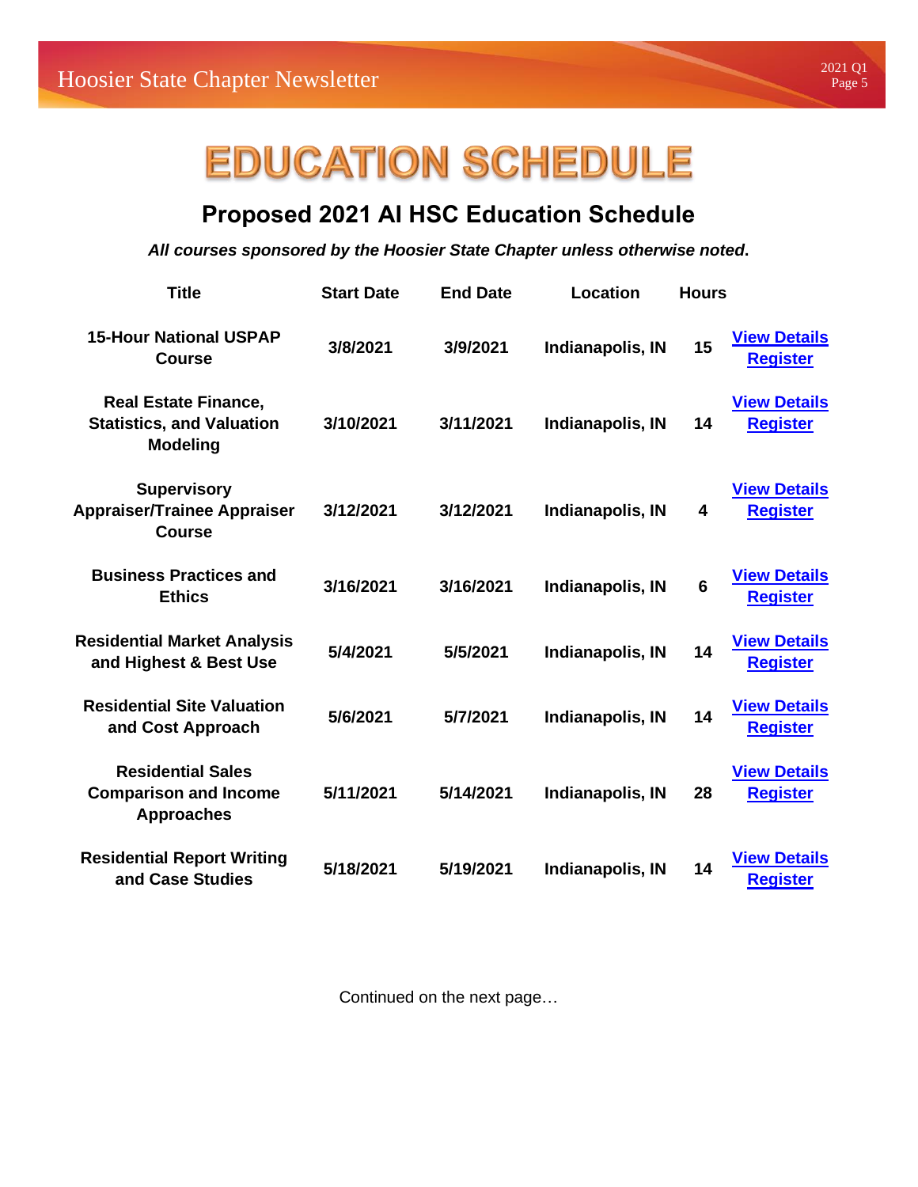# EDUCATION SCHEDULE

## Proposed 2021 AI HSC Education Schedule

***All courses sponsored by the Hoosier State Chapter unless otherwise noted.***

| Title | Start Date | End Date | Location | Hours | |
|---|---|---|---|---|---|
| 15-Hour National USPAP Course | 3/8/2021 | 3/9/2021 | Indianapolis, IN | 15 | View Details Register |
| Real Estate Finance, Statistics, and Valuation Modeling | 3/10/2021 | 3/11/2021 | Indianapolis, IN | 14 | View Details Register |
| Supervisory Appraiser/Trainee Appraiser Course | 3/12/2021 | 3/12/2021 | Indianapolis, IN | 4 | View Details Register |
| Business Practices and Ethics | 3/16/2021 | 3/16/2021 | Indianapolis, IN | 6 | View Details Register |
| Residential Market Analysis and Highest & Best Use | 5/4/2021 | 5/5/2021 | Indianapolis, IN | 14 | View Details Register |
| Residential Site Valuation and Cost Approach | 5/6/2021 | 5/7/2021 | Indianapolis, IN | 14 | View Details Register |
| Residential Sales Comparison and Income Approaches | 5/11/2021 | 5/14/2021 | Indianapolis, IN | 28 | View Details Register |
| Residential Report Writing and Case Studies | 5/18/2021 | 5/19/2021 | Indianapolis, IN | 14 | View Details Register |

Continued on the next page…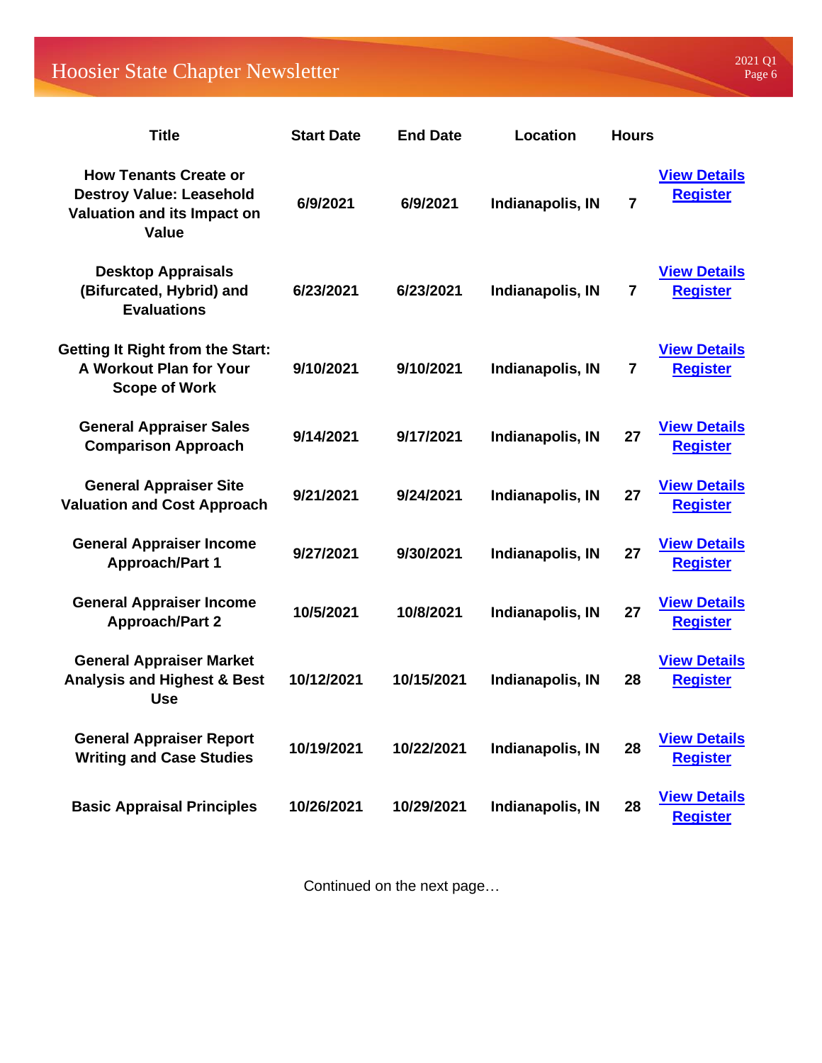| Title | Start Date | End Date | Location | Hours | |
|---|---|---|---|---|---|
| **How Tenants Create or Destroy Value: Leasehold Valuation and its Impact on Value** | **6/9/2021** | **6/9/2021** | **Indianapolis, IN** | **7** | **View Details** **Register** |
| **Desktop Appraisals (Bifurcated, Hybrid) and Evaluations** | **6/23/2021** | **6/23/2021** | **Indianapolis, IN** | **7** | **View Details** **Register** |
| **Getting It Right from the Start: A Workout Plan for Your Scope of Work** | **9/10/2021** | **9/10/2021** | **Indianapolis, IN** | **7** | **View Details** **Register** |
| **General Appraiser Sales Comparison Approach** | **9/14/2021** | **9/17/2021** | **Indianapolis, IN** | **27** | **View Details** **Register** |
| **General Appraiser Site Valuation and Cost Approach** | **9/21/2021** | **9/24/2021** | **Indianapolis, IN** | **27** | **View Details** **Register** |
| **General Appraiser Income Approach/Part 1** | **9/27/2021** | **9/30/2021** | **Indianapolis, IN** | **27** | **View Details** **Register** |
| **General Appraiser Income Approach/Part 2** | **10/5/2021** | **10/8/2021** | **Indianapolis, IN** | **27** | **View Details** **Register** |
| **General Appraiser Market Analysis and Highest & Best Use** | **10/12/2021** | **10/15/2021** | **Indianapolis, IN** | **28** | **View Details** **Register** |
| **General Appraiser Report Writing and Case Studies** | **10/19/2021** | **10/22/2021** | **Indianapolis, IN** | **28** | **View Details** **Register** |
| **Basic Appraisal Principles** | **10/26/2021** | **10/29/2021** | **Indianapolis, IN** | **28** | **View Details** **Register** |

Continued on the next page…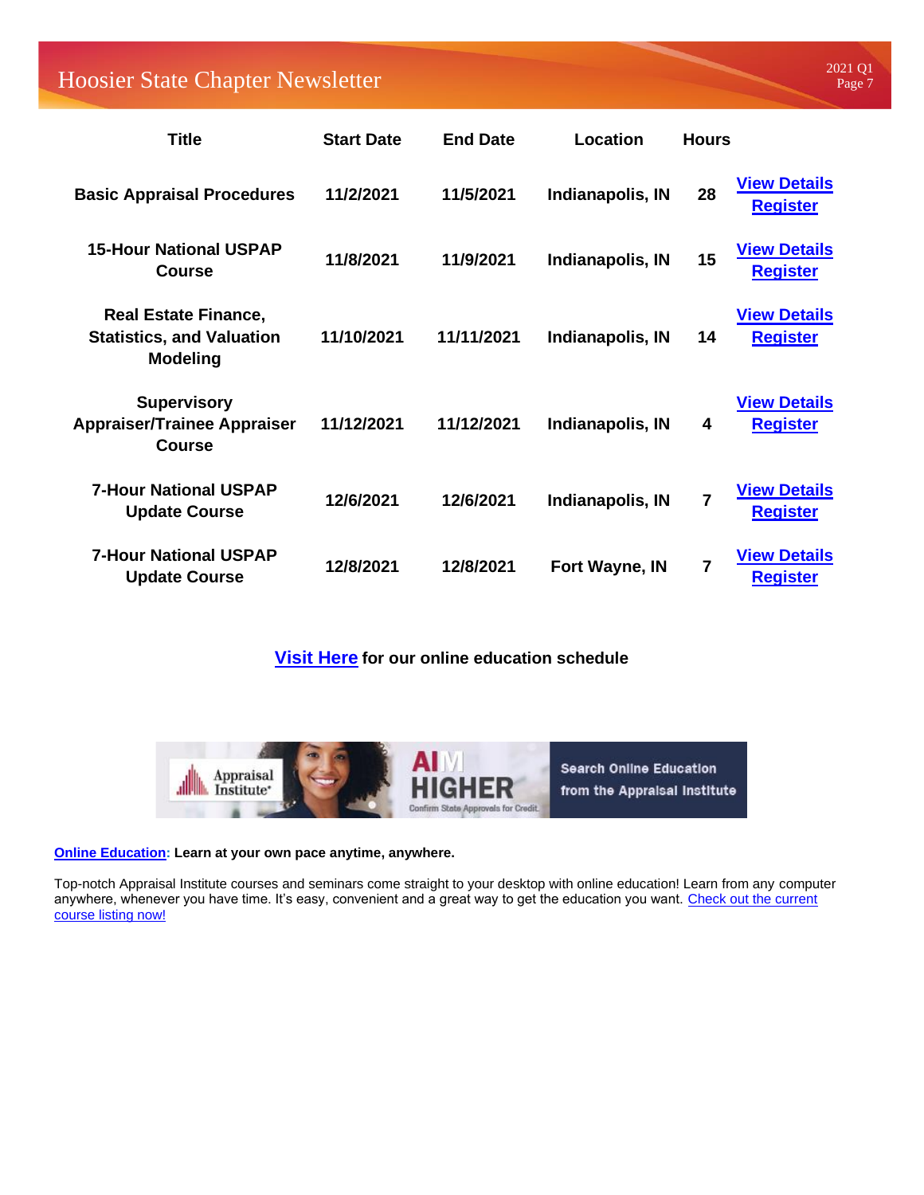| Title | Start Date | End Date | Location | Hours | |
|---|---|---|---|---|---|
| Basic Appraisal Procedures | 11/2/2021 | 11/5/2021 | Indianapolis, IN | 28 | View Details Register |
| 15-Hour National USPAP Course | 11/8/2021 | 11/9/2021 | Indianapolis, IN | 15 | View Details Register |
| Real Estate Finance, Statistics, and Valuation Modeling | 11/10/2021 | 11/11/2021 | Indianapolis, IN | 14 | View Details Register |
| Supervisory Appraiser/Trainee Appraiser Course | 11/12/2021 | 11/12/2021 | Indianapolis, IN | 4 | View Details Register |
| 7-Hour National USPAP Update Course | 12/6/2021 | 12/6/2021 | Indianapolis, IN | 7 | View Details Register |
| 7-Hour National USPAP Update Course | 12/8/2021 | 12/8/2021 | Fort Wayne, IN | 7 | View Details Register |

**Visit Here for our online education schedule**

**Online Education: Learn at your own pace anytime, anywhere.**

Top-notch Appraisal Institute courses and seminars come straight to your desktop with online education! Learn from any computer anywhere, whenever you have time. It's easy, convenient and a great way to get the education you want. Check out the current course listing now!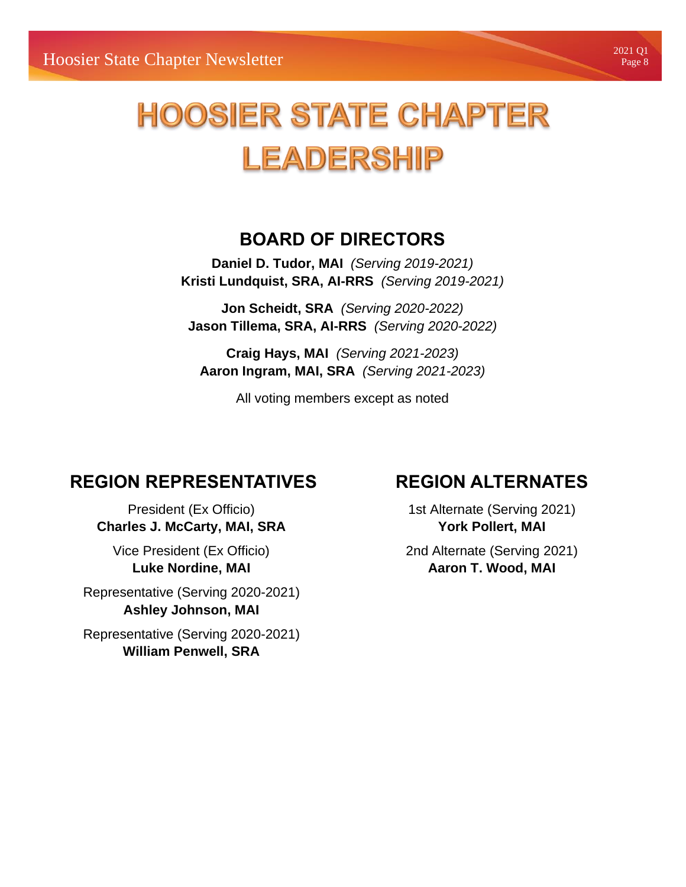# HOOSIER STATE CHAPTER LEADERSHIP

## BOARD OF DIRECTORS

**Daniel D. Tudor, MAI** *(Serving 2019-2021)*
**Kristi Lundquist, SRA, AI-RRS** *(Serving 2019-2021)*

**Jon Scheidt, SRA** *(Serving 2020-2022)*
**Jason Tillema, SRA, AI-RRS** *(Serving 2020-2022)*

**Craig Hays, MAI** *(Serving 2021-2023)*
**Aaron Ingram, MAI, SRA** *(Serving 2021-2023)*

All voting members except as noted

## REGION REPRESENTATIVES

President (Ex Officio)
**Charles J. McCarty, MAI, SRA**

Vice President (Ex Officio)
**Luke Nordine, MAI**

Representative (Serving 2020-2021)
**Ashley Johnson, MAI**

Representative (Serving 2020-2021)
**William Penwell, SRA**

## REGION ALTERNATES

1st Alternate (Serving 2021)
**York Pollert, MAI**

2nd Alternate (Serving 2021)
**Aaron T. Wood, MAI**